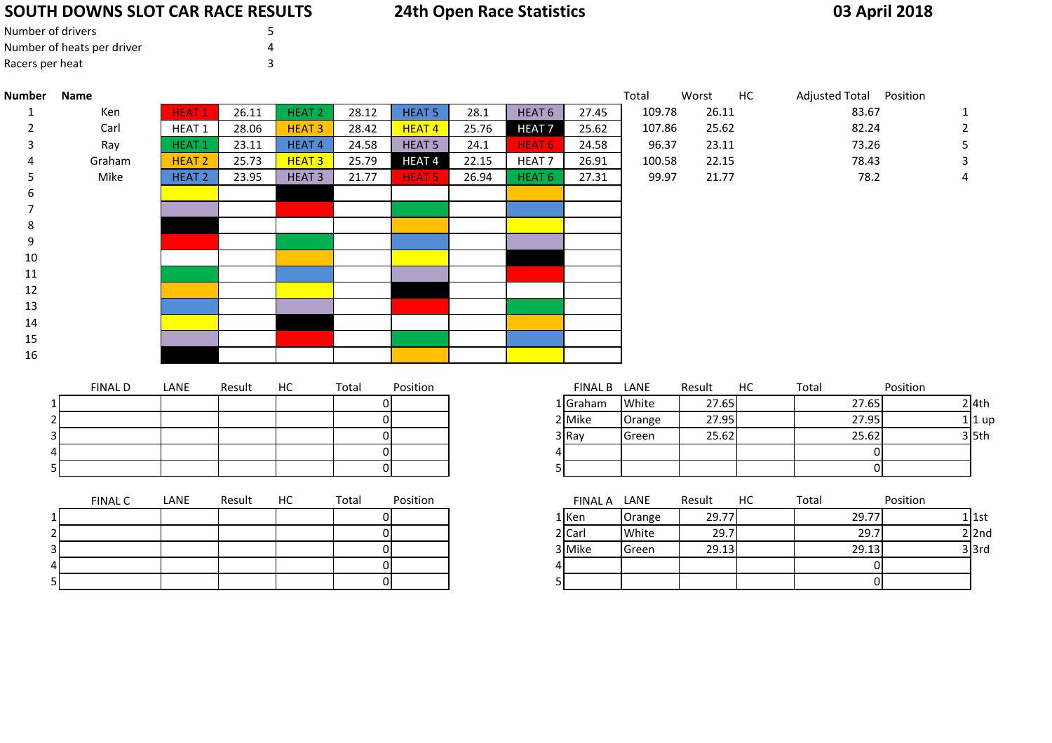# SOUTH DOWNS SLOT CAR RACE RESULTS

## 24th Open Race Statistics

**03 April 2018**

| | |
|---|---|
| Number of drivers | 5 |
| Number of heats per driver | 4 |
| Racers per heat | 3 |

| Number | Name | | | | | | | | | Total | Worst | HC | Adjusted Total | Position |
|---|---|---|---|---|---|---|---|---|---|---|---|---|---|---|
| 1 | Ken | HEAT 1 | 26.11 | HEAT 2 | 28.12 | HEAT 5 | 28.1 | HEAT 6 | 27.45 | 109.78 | 26.11 | | 83.67 | 1 |
| 2 | Carl | HEAT 1 | 28.06 | HEAT 3 | 28.42 | HEAT 4 | 25.76 | HEAT 7 | 25.62 | 107.86 | 25.62 | | 82.24 | 2 |
| 3 | Ray | HEAT 1 | 23.11 | HEAT 4 | 24.58 | HEAT 5 | 24.1 | HEAT 6 | 24.58 | 96.37 | 23.11 | | 73.26 | 5 |
| 4 | Graham | HEAT 2 | 25.73 | HEAT 3 | 25.79 | HEAT 4 | 22.15 | HEAT 7 | 26.91 | 100.58 | 22.15 | | 78.43 | 3 |
| 5 | Mike | HEAT 2 | 23.95 | HEAT 3 | 21.77 | HEAT 5 | 26.94 | HEAT 6 | 27.31 | 99.97 | 21.77 | | 78.2 | 4 |
| 6 | | | | | | | | | | | | | | |
| 7 | | | | | | | | | | | | | | |
| 8 | | | | | | | | | | | | | | |
| 9 | | | | | | | | | | | | | | |
| 10 | | | | | | | | | | | | | | |
| 11 | | | | | | | | | | | | | | |
| 12 | | | | | | | | | | | | | | |
| 13 | | | | | | | | | | | | | | |
| 14 | | | | | | | | | | | | | | |
| 15 | | | | | | | | | | | | | | |
| 16 | | | | | | | | | | | | | | |

| | FINAL D | LANE | Result | HC | Total | Position |
|---|---|---|---|---|---|---|
| 1 | | | | | 0 | |
| 2 | | | | | 0 | |
| 3 | | | | | 0 | |
| 4 | | | | | 0 | |
| 5 | | | | | 0 | |

| | FINAL B | LANE | Result | HC | Total | Position | |
|---|---|---|---|---|---|---|---|
| 1 | Graham | White | 27.65 | | 27.65 | 2 | 4th |
| 2 | Mike | Orange | 27.95 | | 27.95 | 1 | 1 up |
| 3 | Ray | Green | 25.62 | | 25.62 | 3 | 5th |
| 4 | | | | | 0 | | |
| 5 | | | | | 0 | | |

| | FINAL C | LANE | Result | HC | Total | Position |
|---|---|---|---|---|---|---|
| 1 | | | | | 0 | |
| 2 | | | | | 0 | |
| 3 | | | | | 0 | |
| 4 | | | | | 0 | |
| 5 | | | | | 0 | |

| | FINAL A | LANE | Result | HC | Total | Position | |
|---|---|---|---|---|---|---|---|
| 1 | Ken | Orange | 29.77 | | 29.77 | 1 | 1st |
| 2 | Carl | White | 29.7 | | 29.7 | 2 | 2nd |
| 3 | Mike | Green | 29.13 | | 29.13 | 3 | 3rd |
| 4 | | | | | 0 | | |
| 5 | | | | | 0 | | |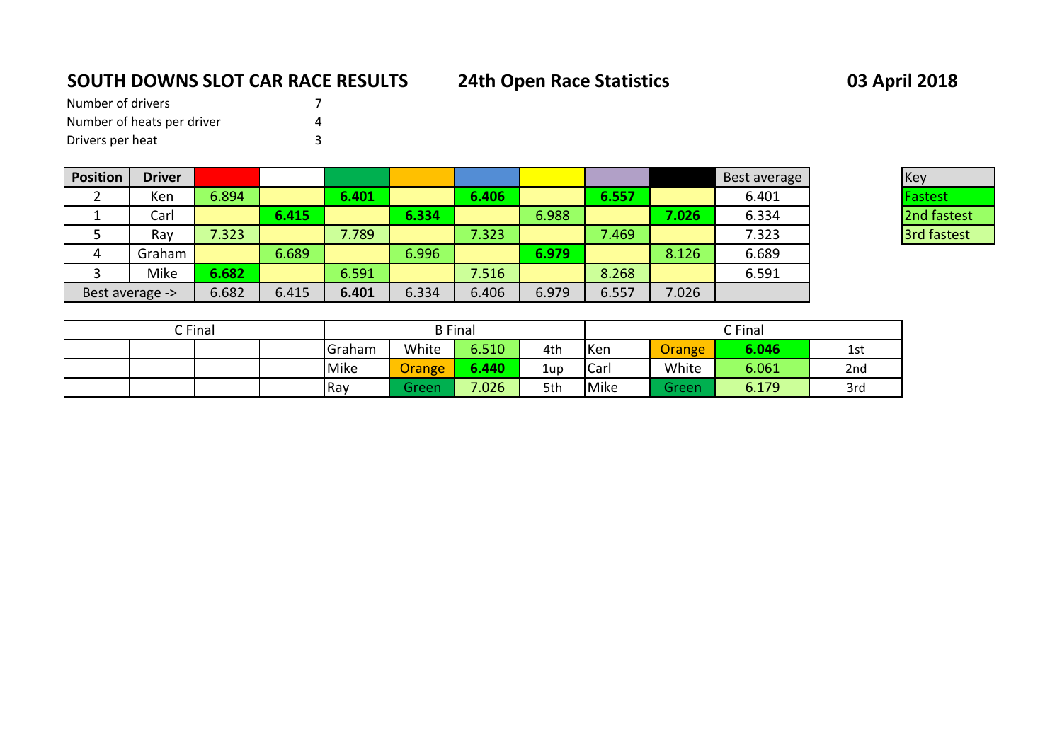**SOUTH DOWNS SLOT CAR RACE RESULTS** **24th Open Race Statistics** **03 April 2018**

| | |
|---|---|
| Number of drivers | 7 |
| Number of heats per driver | 4 |
| Drivers per heat | 3 |

| Position | Driver | Red | White | Green | Orange | Blue | Yellow | Purple | Black | Best average |
|---|---|---|---|---|---|---|---|---|---|---|
| 2 | Ken | 6.894 | | **6.401** | | **6.406** | | **6.557** | | 6.401 |
| 1 | Carl | | **6.415** | | **6.334** | | 6.988 | | **7.026** | 6.334 |
| 5 | Ray | 7.323 | | 7.789 | | 7.323 | | 7.469 | | 7.323 |
| 4 | Graham | | 6.689 | | 6.996 | | **6.979** | | 8.126 | 6.689 |
| 3 | Mike | **6.682** | | 6.591 | | 7.516 | | 8.268 | | 6.591 |
| Best average -> | | 6.682 | 6.415 | **6.401** | 6.334 | 6.406 | 6.979 | 6.557 | 7.026 | |

| Key |
|---|
| Fastest |
| 2nd fastest |
| 3rd fastest |

| C Final | | | | B Final | | | | C Final | | | |
|---|---|---|---|---|---|---|---|---|---|---|---|
| | | | | Graham | White | 6.510 | 4th | Ken | Orange | **6.046** | 1st |
| | | | | Mike | Orange | **6.440** | 1up | Carl | White | 6.061 | 2nd |
| | | | | Ray | Green | 7.026 | 5th | Mike | Green | 6.179 | 3rd |